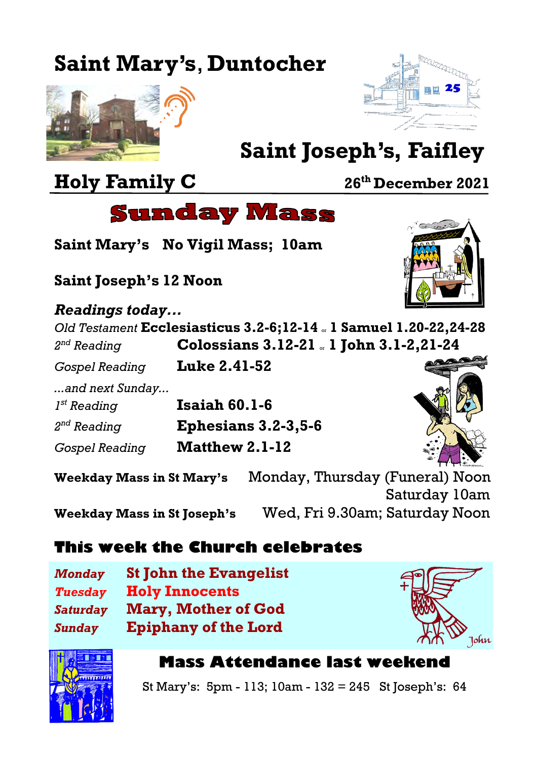# Saint Mary's, Duntocher

# Saint Joseph's, Faifley

## Holy Family C

**26th December 2021**

# Sunday Mass

**Saint Mary's No Vigil Mass; 10am**

**Saint Joseph's 12 Noon**

***Readings today...***

| | |
|---|---|
| *Old Testament* | **Ecclesiasticus 3.2-6;12-14** or **1 Samuel 1.20-22,24-28** |
| *2nd Reading* | **Colossians 3.12-21** or **1 John 3.1-2,21-24** |
| *Gospel Reading* | **Luke 2.41-52** |
| *...and next Sunday...* | |
| *1st Reading* | **Isaiah 60.1-6** |
| *2nd Reading* | **Ephesians 3.2-3,5-6** |
| *Gospel Reading* | **Matthew 2.1-12** |

**Weekday Mass in St Mary's** Monday, Thursday (Funeral) Noon
Saturday 10am

**Weekday Mass in St Joseph's** Wed, Fri 9.30am; Saturday Noon

## This week the Church celebrates

| | |
|---|---|
| *Monday* | **St John the Evangelist** |
| *Tuesday* | **Holy Innocents** |
| *Saturday* | **Mary, Mother of God** |
| *Sunday* | **Epiphany of the Lord** |

## Mass Attendance last weekend

St Mary's: 5pm - 113; 10am - 132 = 245 St Joseph's: 64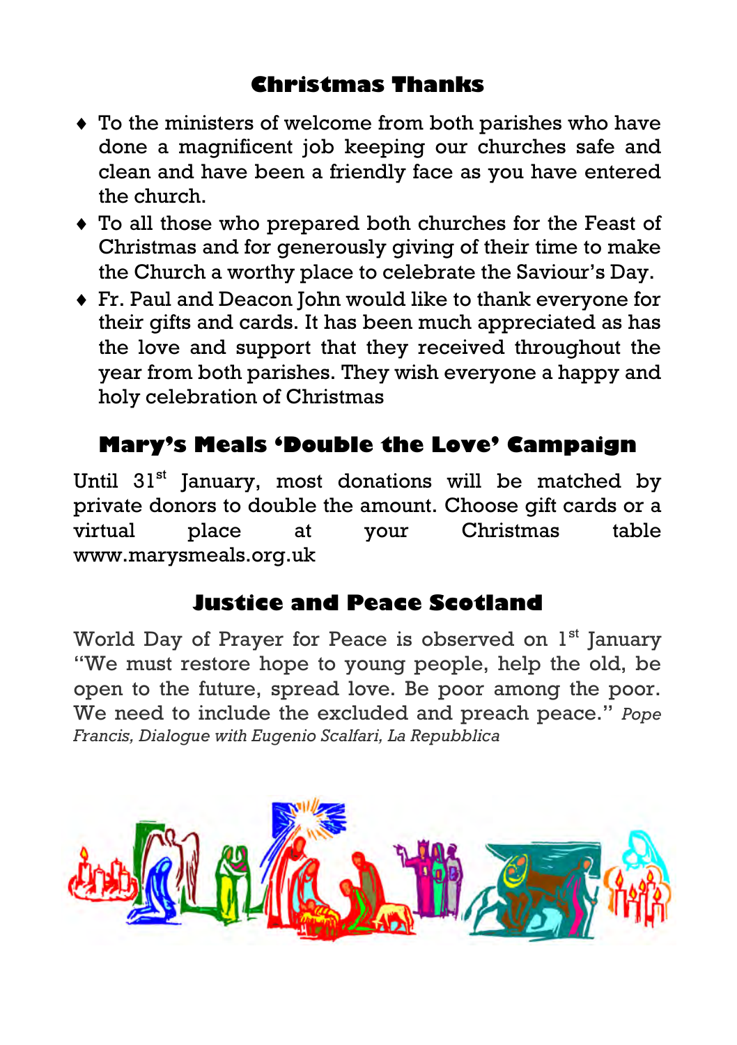## Christmas Thanks

- To the ministers of welcome from both parishes who have done a magnificent job keeping our churches safe and clean and have been a friendly face as you have entered the church.
- To all those who prepared both churches for the Feast of Christmas and for generously giving of their time to make the Church a worthy place to celebrate the Saviour's Day.
- Fr. Paul and Deacon John would like to thank everyone for their gifts and cards. It has been much appreciated as has the love and support that they received throughout the year from both parishes. They wish everyone a happy and holy celebration of Christmas

## Mary's Meals 'Double the Love' Campaign

Until 31st January, most donations will be matched by private donors to double the amount. Choose gift cards or a virtual place at your Christmas table www.marysmeals.org.uk

## Justice and Peace Scotland

World Day of Prayer for Peace is observed on 1st January "We must restore hope to young people, help the old, be open to the future, spread love. Be poor among the poor. We need to include the excluded and preach peace." *Pope Francis, Dialogue with Eugenio Scalfari, La Repubblica*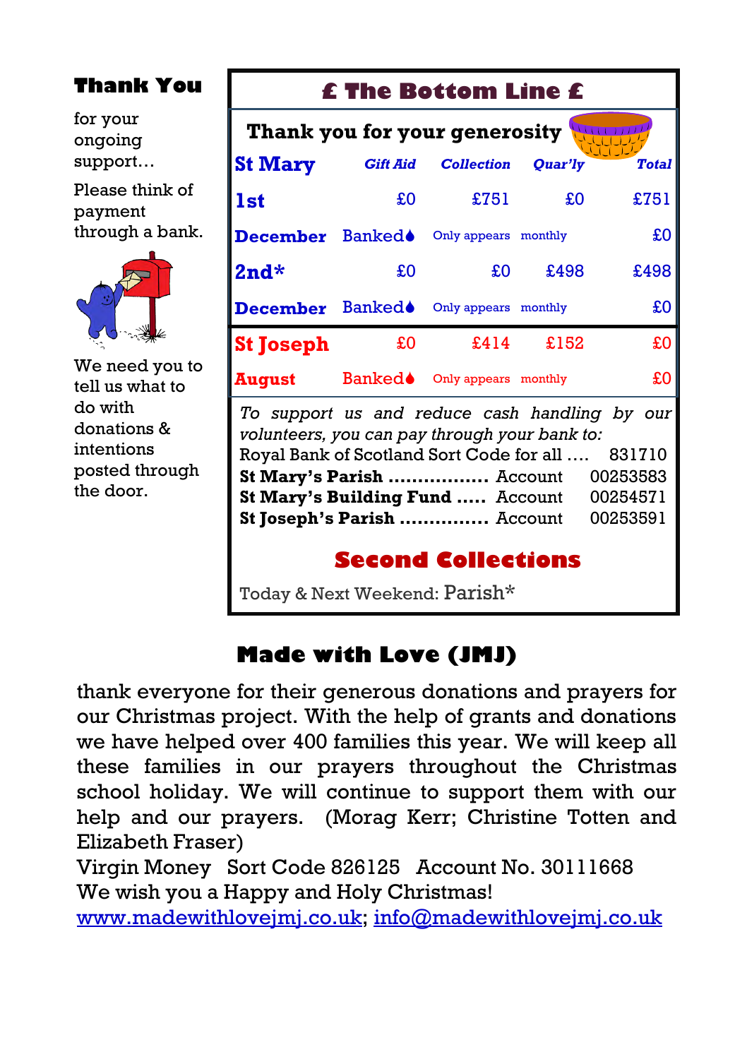## Thank You

for your ongoing support…

Please think of payment through a bank.

We need you to tell us what to do with donations & intentions posted through the door.

## £ The Bottom Line £

**Thank you for your generosity**

| St Mary | *Gift Aid* | *Collection* | *Quar'ly* | *Total* |
|---|---|---|---|---|
| **1st** | £0 | £751 | £0 | £751 |
| **December** | Banked♦ | Only appears | monthly | £0 |
| **2nd*** | £0 | £0 | £498 | £498 |
| **December** | Banked♦ | Only appears | monthly | £0 |
| **St Joseph** | £0 | £414 | £152 | £0 |
| **August** | Banked♦ | Only appears | monthly | £0 |

*To support us and reduce cash handling by our volunteers, you can pay through your bank to:*

Royal Bank of Scotland Sort Code for all …. 831710

**St Mary's Parish ................** Account 00253583

**St Mary's Building Fund .....** Account 00254571

**St Joseph's Parish ..............** Account 00253591

### Second Collections

Today & Next Weekend: Parish*

## Made with Love (JMJ)

thank everyone for their generous donations and prayers for our Christmas project. With the help of grants and donations we have helped over 400 families this year. We will keep all these families in our prayers throughout the Christmas school holiday. We will continue to support them with our help and our prayers. (Morag Kerr; Christine Totten and Elizabeth Fraser)

Virgin Money Sort Code 826125 Account No. 30111668

We wish you a Happy and Holy Christmas!

www.madewithlovejmj.co.uk; info@madewithlovejmj.co.uk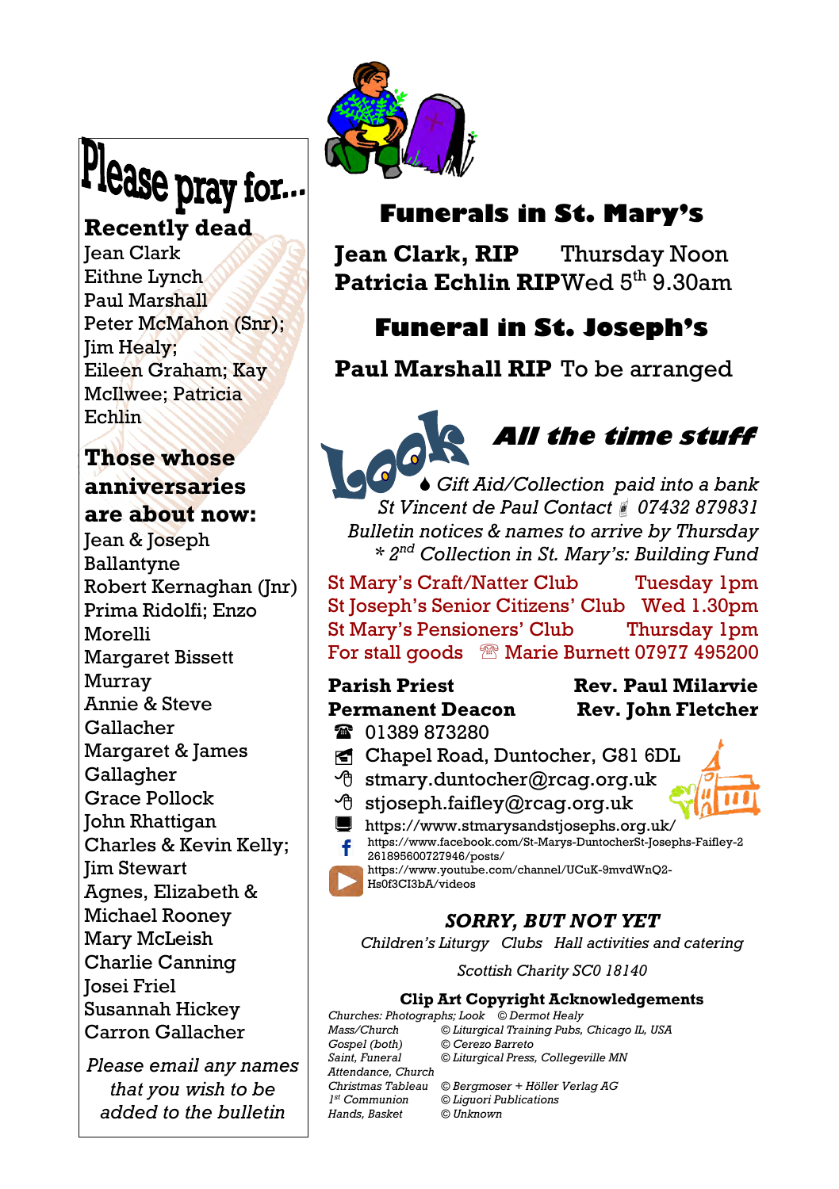# Please pray for...

**Recently dead**

Jean Clark
Eithne Lynch
Paul Marshall
Peter McMahon (Snr);
Jim Healy;
Eileen Graham; Kay McIlwee; Patricia Echlin

**Those whose anniversaries are about now:**

Jean & Joseph Ballantyne
Robert Kernaghan (Jnr)
Prima Ridolfi; Enzo Morelli
Margaret Bissett Murray
Annie & Steve Gallacher
Margaret & James Gallagher
Grace Pollock
John Rhattigan
Charles & Kevin Kelly; Jim Stewart
Agnes, Elizabeth & Michael Rooney
Mary McLeish
Charlie Canning
Josei Friel
Susannah Hickey
Carron Gallacher

*Please email any names that you wish to be added to the bulletin*

## Funerals in St. Mary's

**Jean Clark, RIP** Thursday Noon
**Patricia Echlin RIP** Wed 5th 9.30am

## Funeral in St. Joseph's

**Paul Marshall RIP** To be arranged

## Look *All the time stuff*

*Gift Aid/Collection paid into a bank*
*St Vincent de Paul Contact 07432 879831*
*Bulletin notices & names to arrive by Thursday*
*\* 2nd Collection in St. Mary's: Building Fund*

St Mary's Craft/Natter Club Tuesday 1pm
St Joseph's Senior Citizens' Club Wed 1.30pm
St Mary's Pensioners' Club Thursday 1pm
For stall goods ☎ Marie Burnett 07977 495200

**Parish Priest** **Rev. Paul Milarvie**
**Permanent Deacon** **Rev. John Fletcher**

01389 873280
Chapel Road, Duntocher, G81 6DL
stmary.duntocher@rcag.org.uk
stjoseph.faifley@rcag.org.uk
https://www.stmarysandstjosephs.org.uk/
https://www.facebook.com/St-Marys-DuntocherSt-Josephs-Faifley-2261895600727946/posts/
https://www.youtube.com/channel/UCuK-9mvdWnQ2-Hs0f3CI3bA/videos

### *SORRY, BUT NOT YET*

*Children's Liturgy Clubs Hall activities and catering*

*Scottish Charity SC0 18140*

**Clip Art Copyright Acknowledgements**

| | |
|---|---|
| *Churches: Photographs; Look* | *© Dermot Healy* |
| *Mass/Church* | *© Liturgical Training Pubs, Chicago IL, USA* |
| *Gospel (both)* | *© Cerezo Barreto* |
| *Saint, Funeral Attendance, Church* | *© Liturgical Press, Collegeville MN* |
| *Christmas Tableau* | *© Bergmoser + Höller Verlag AG* |
| *1st Communion* | *© Liguori Publications* |
| *Hands, Basket* | *© Unknown* |